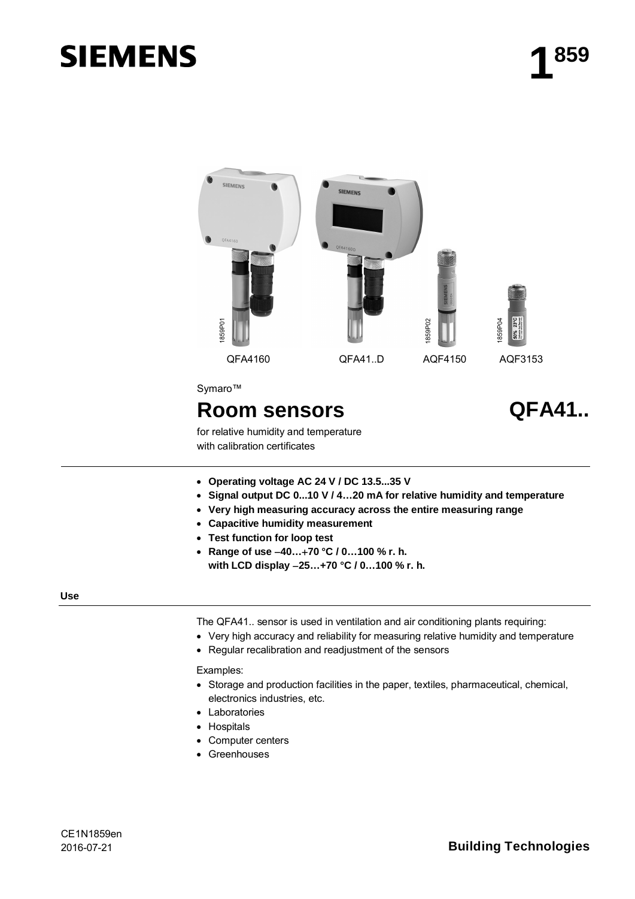SIEMENS

# 1[859]

QFA4160 QFA41..D AQF4150 AQF3153

Symaro™

# Room sensors QFA41..

for relative humidity and temperature
with calibration certificates

- **Operating voltage AC 24 V / DC 13.5...35 V**
- **Signal output DC 0...10 V / 4…20 mA for relative humidity and temperature**
- **Very high measuring accuracy across the entire measuring range**
- **Capacitive humidity measurement**
- **Test function for loop test**
- **Range of use –40…+70 °C / 0…100 % r. h.**
  **with LCD display –25…+70 °C / 0…100 % r. h.**

## Use

The QFA41.. sensor is used in ventilation and air conditioning plants requiring:

- Very high accuracy and reliability for measuring relative humidity and temperature
- Regular recalibration and readjustment of the sensors

Examples:

- Storage and production facilities in the paper, textiles, pharmaceutical, chemical, electronics industries, etc.
- Laboratories
- Hospitals
- Computer centers
- Greenhouses

CE1N1859en
2016-07-21

Building Technologies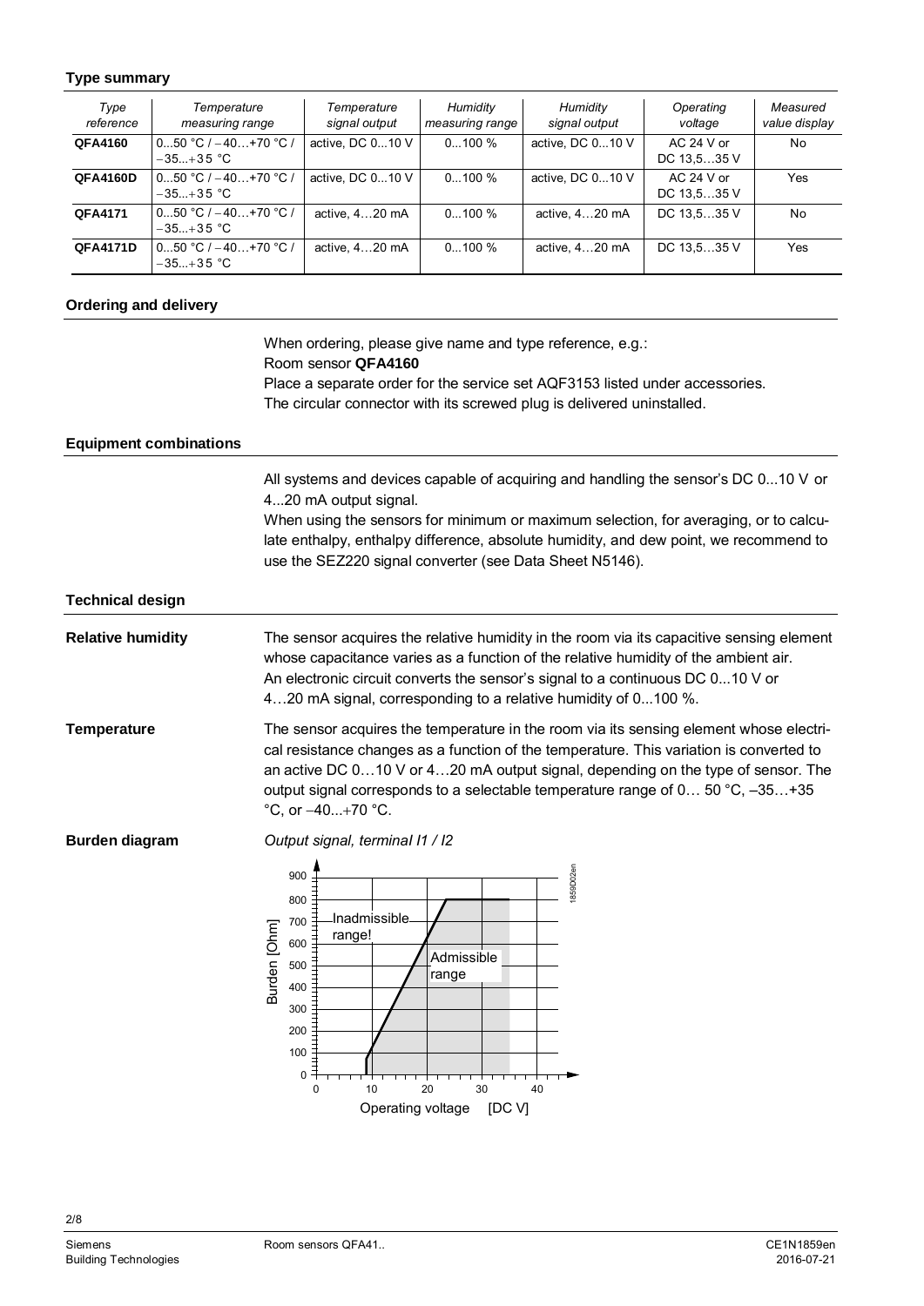### Type summary

| *Type reference* | *Temperature measuring range* | *Temperature signal output* | *Humidity measuring range* | *Humidity signal output* | *Operating voltage* | *Measured value display* |
|---|---|---|---|---|---|---|
| **QFA4160** | 0...50 °C / −40…+70 °C / −35...+35 °C | active, DC 0...10 V | 0...100 % | active, DC 0...10 V | AC 24 V or DC 13,5…35 V | No |
| **QFA4160D** | 0...50 °C / −40…+70 °C / −35...+35 °C | active, DC 0...10 V | 0...100 % | active, DC 0...10 V | AC 24 V or DC 13,5…35 V | Yes |
| **QFA4171** | 0...50 °C / −40…+70 °C / −35...+35 °C | active, 4…20 mA | 0...100 % | active, 4…20 mA | DC 13,5…35 V | No |
| **QFA4171D** | 0...50 °C / −40…+70 °C / −35...+35 °C | active, 4…20 mA | 0...100 % | active, 4…20 mA | DC 13,5…35 V | Yes |

### Ordering and delivery

When ordering, please give name and type reference, e.g.:
Room sensor **QFA4160**
Place a separate order for the service set AQF3153 listed under accessories.
The circular connector with its screwed plug is delivered uninstalled.

### Equipment combinations

All systems and devices capable of acquiring and handling the sensor's DC 0...10 V or 4...20 mA output signal.
When using the sensors for minimum or maximum selection, for averaging, or to calculate enthalpy, enthalpy difference, absolute humidity, and dew point, we recommend to use the SEZ220 signal converter (see Data Sheet N5146).

### Technical design

**Relative humidity**

The sensor acquires the relative humidity in the room via its capacitive sensing element whose capacitance varies as a function of the relative humidity of the ambient air.
An electronic circuit converts the sensor's signal to a continuous DC 0...10 V or 4…20 mA signal, corresponding to a relative humidity of 0...100 %.

**Temperature**

The sensor acquires the temperature in the room via its sensing element whose electrical resistance changes as a function of the temperature. This variation is converted to an active DC 0…10 V or 4…20 mA output signal, depending on the type of sensor. The output signal corresponds to a selectable temperature range of 0… 50 °C, –35…+35 °C, or −40...+70 °C.

**Burden diagram**

*Output signal, terminal I1 / I2*

Burden [Ohm] (0–900) vs. Operating voltage [DC V] (0–40): Inadmissible range! / Admissible range

1859D02en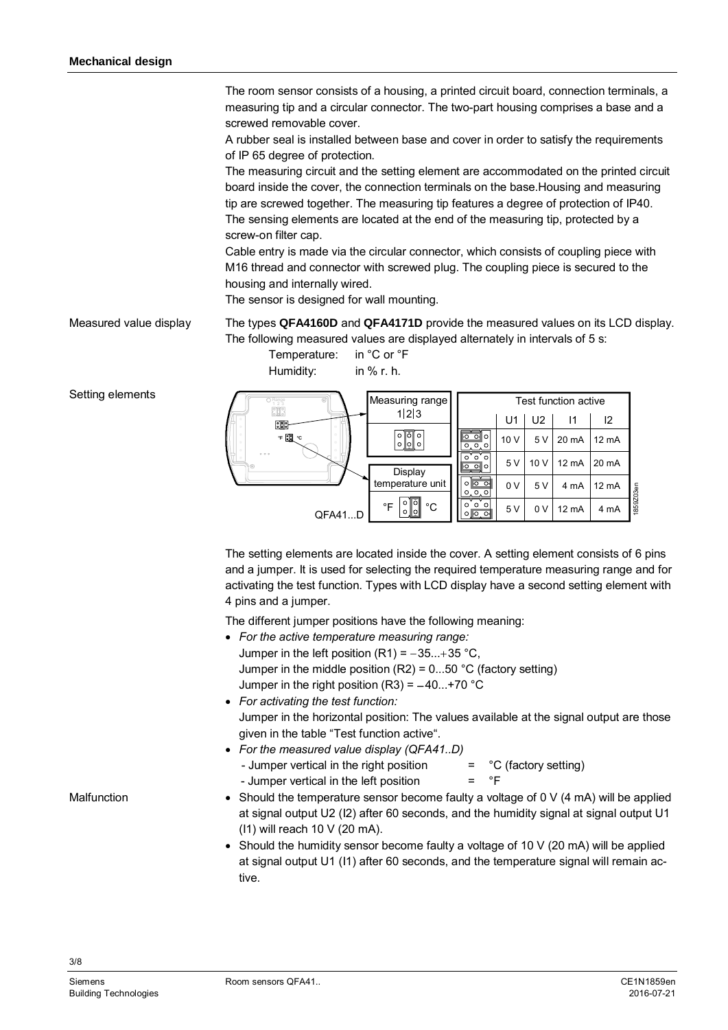## Mechanical design

The room sensor consists of a housing, a printed circuit board, connection terminals, a measuring tip and a circular connector. The two-part housing comprises a base and a screwed removable cover.
A rubber seal is installed between base and cover in order to satisfy the requirements of IP 65 degree of protection.
The measuring circuit and the setting element are accommodated on the printed circuit board inside the cover, the connection terminals on the base.Housing and measuring tip are screwed together. The measuring tip features a degree of protection of IP40.
The sensing elements are located at the end of the measuring tip, protected by a screw-on filter cap.
Cable entry is made via the circular connector, which consists of coupling piece with M16 thread and connector with screwed plug. The coupling piece is secured to the housing and internally wired.
The sensor is designed for wall mounting.

**Measured value display**

The types **QFA4160D** and **QFA4171D** provide the measured values on its LCD display. The following measured values are displayed alternately in intervals of 5 s:

Temperature: in °C or °F
Humidity: in % r. h.

**Setting elements**

Measuring range 1|2|3

Display temperature unit °F °C

QFA41...D

| Test function active | U1 | U2 | I1 | I2 |
|---|---|---|---|---|
| | 10 V | 5 V | 20 mA | 12 mA |
| | 5 V | 10 V | 12 mA | 20 mA |
| | 0 V | 5 V | 4 mA | 12 mA |
| | 5 V | 0 V | 12 mA | 4 mA |

1859Z03en

The setting elements are located inside the cover. A setting element consists of 6 pins and a jumper. It is used for selecting the required temperature measuring range and for activating the test function. Types with LCD display have a second setting element with 4 pins and a jumper.

The different jumper positions have the following meaning:

- *For the active temperature measuring range:*
  Jumper in the left position (R1) = −35...+35 °C,
  Jumper in the middle position (R2) = 0...50 °C (factory setting)
  Jumper in the right position (R3) = −40...+70 °C
- *For activating the test function:*
  Jumper in the horizontal position: The values available at the signal output are those given in the table "Test function active".
- *For the measured value display (QFA41..D)*
  - Jumper vertical in the right position = °C (factory setting)
  - Jumper vertical in the left position = °F

**Malfunction**

- Should the temperature sensor become faulty a voltage of 0 V (4 mA) will be applied at signal output U2 (I2) after 60 seconds, and the humidity signal at signal output U1 (I1) will reach 10 V (20 mA).
- Should the humidity sensor become faulty a voltage of 10 V (20 mA) will be applied at signal output U1 (I1) after 60 seconds, and the temperature signal will remain active.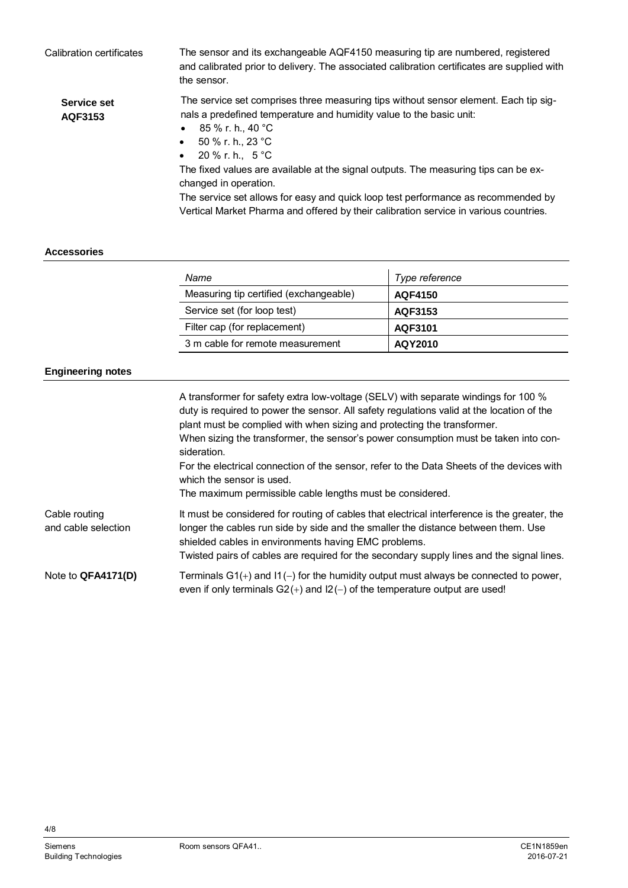Calibration certificates

The sensor and its exchangeable AQF4150 measuring tip are numbered, registered and calibrated prior to delivery. The associated calibration certificates are supplied with the sensor.

**Service set AQF3153**

The service set comprises three measuring tips without sensor element. Each tip signals a predefined temperature and humidity value to the basic unit:

- 85 % r. h., 40 °C
- 50 % r. h., 23 °C
- 20 % r. h., 5 °C

The fixed values are available at the signal outputs. The measuring tips can be exchanged in operation.
The service set allows for easy and quick loop test performance as recommended by Vertical Market Pharma and offered by their calibration service in various countries.

## Accessories

| *Name* | *Type reference* |
|---|---|
| Measuring tip certified (exchangeable) | **AQF4150** |
| Service set (for loop test) | **AQF3153** |
| Filter cap (for replacement) | **AQF3101** |
| 3 m cable for remote measurement | **AQY2010** |

## Engineering notes

A transformer for safety extra low-voltage (SELV) with separate windings for 100 % duty is required to power the sensor. All safety regulations valid at the location of the plant must be complied with when sizing and protecting the transformer.
When sizing the transformer, the sensor's power consumption must be taken into consideration.
For the electrical connection of the sensor, refer to the Data Sheets of the devices with which the sensor is used.
The maximum permissible cable lengths must be considered.

Cable routing and cable selection

It must be considered for routing of cables that electrical interference is the greater, the longer the cables run side by side and the smaller the distance between them. Use shielded cables in environments having EMC problems.
Twisted pairs of cables are required for the secondary supply lines and the signal lines.

Note to **QFA4171(D)**

Terminals G1(+) and I1(–) for the humidity output must always be connected to power, even if only terminals G2(+) and I2(–) of the temperature output are used!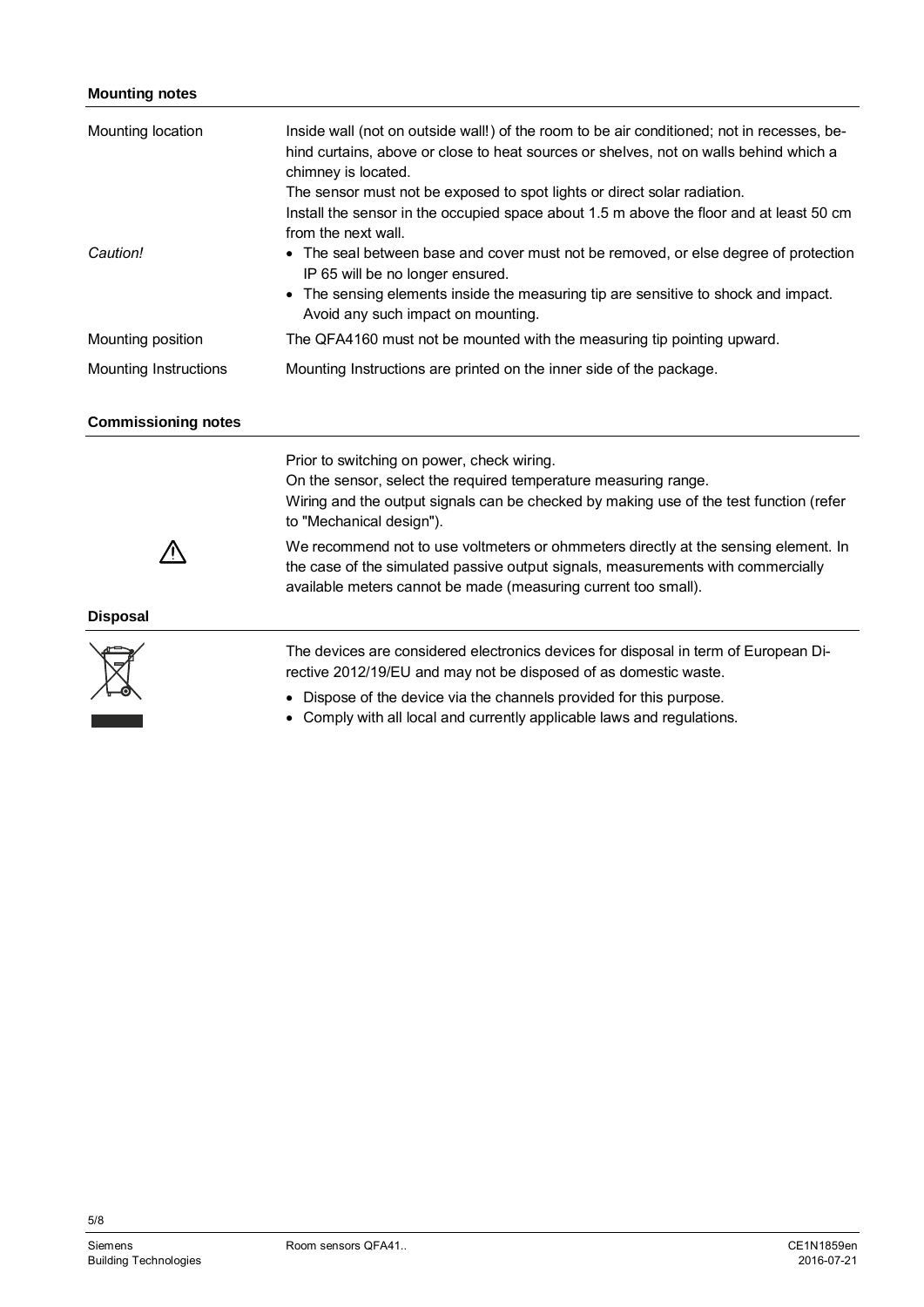## Mounting notes

| | |
|---|---|
| Mounting location | Inside wall (not on outside wall!) of the room to be air conditioned; not in recesses, behind curtains, above or close to heat sources or shelves, not on walls behind which a chimney is located.<br>The sensor must not be exposed to spot lights or direct solar radiation.<br>Install the sensor in the occupied space about 1.5 m above the floor and at least 50 cm from the next wall. |
| *Caution!* | • The seal between base and cover must not be removed, or else degree of protection IP 65 will be no longer ensured.<br>• The sensing elements inside the measuring tip are sensitive to shock and impact. Avoid any such impact on mounting. |
| Mounting position | The QFA4160 must not be mounted with the measuring tip pointing upward. |
| Mounting Instructions | Mounting Instructions are printed on the inner side of the package. |

## Commissioning notes

Prior to switching on power, check wiring.
On the sensor, select the required temperature measuring range.
Wiring and the output signals can be checked by making use of the test function (refer to "Mechanical design").

⚠ We recommend not to use voltmeters or ohmmeters directly at the sensing element. In the case of the simulated passive output signals, measurements with commercially available meters cannot be made (measuring current too small).

## Disposal

The devices are considered electronics devices for disposal in term of European Directive 2012/19/EU and may not be disposed of as domestic waste.

- Dispose of the device via the channels provided for this purpose.
- Comply with all local and currently applicable laws and regulations.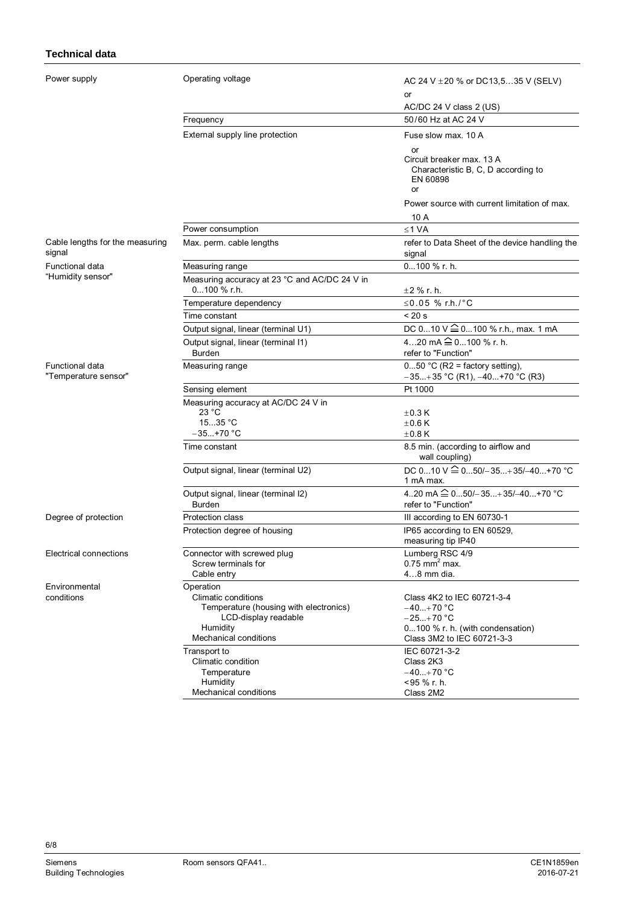## Technical data

| | | |
|---|---|---|
| Power supply | Operating voltage | AC 24 V ±20 % or DC13,5…35 V (SELV)<br>or<br>AC/DC 24 V class 2 (US) |
| | Frequency | 50/60 Hz at AC 24 V |
| | External supply line protection | Fuse slow max. 10 A<br>or<br>Circuit breaker max. 13 A<br>Characteristic B, C, D according to EN 60898<br>or<br>Power source with current limitation of max. 10 A |
| | Power consumption | ≤1 VA |
| Cable lengths for the measuring signal | Max. perm. cable lengths | refer to Data Sheet of the device handling the signal |
| Functional data "Humidity sensor" | Measuring range | 0...100 % r. h. |
| | Measuring accuracy at 23 °C and AC/DC 24 V in 0...100 % r.h. | ±2 % r. h. |
| | Temperature dependency | ≤0.05 % r.h./°C |
| | Time constant | < 20 s |
| | Output signal, linear (terminal U1) | DC 0...10 V ≙ 0...100 % r.h., max. 1 mA |
| | Output signal, linear (terminal I1)<br>Burden | 4…20 mA ≙ 0...100 % r. h.<br>refer to "Function" |
| Functional data "Temperature sensor" | Measuring range | 0...50 °C (R2 = factory setting),<br>−35...+35 °C (R1), −40...+70 °C (R3) |
| | Sensing element | Pt 1000 |
| | Measuring accuracy at AC/DC 24 V in<br>23 °C<br>15...35 °C<br>−35...+70 °C | <br>±0.3 K<br>±0.6 K<br>±0.8 K |
| | Time constant | 8.5 min. (according to airflow and wall coupling) |
| | Output signal, linear (terminal U2) | DC 0...10 V ≙ 0...50/−35...+35/−40...+70 °C<br>1 mA max. |
| | Output signal, linear (terminal I2)<br>Burden | 4..20 mA ≙ 0...50/−35...+35/−40...+70 °C<br>refer to "Function" |
| Degree of protection | Protection class | III according to EN 60730-1 |
| | Protection degree of housing | IP65 according to EN 60529,<br>measuring tip IP40 |
| Electrical connections | Connector with screwed plug<br>Screw terminals for<br>Cable entry | Lumberg RSC 4/9<br>0.75 mm² max.<br>4…8 mm dia. |
| Environmental conditions | Operation<br>Climatic conditions<br>Temperature (housing with electronics)<br>LCD-display readable<br>Humidity<br>Mechanical conditions | <br>Class 4K2 to IEC 60721-3-4<br>−40...+70 °C<br>−25...+70 °C<br>0...100 % r. h. (with condensation)<br>Class 3M2 to IEC 60721-3-3 |
| | Transport to<br>Climatic condition<br>Temperature<br>Humidity<br>Mechanical conditions | IEC 60721-3-2<br>Class 2K3<br>−40...+70 °C<br><95 % r. h.<br>Class 2M2 |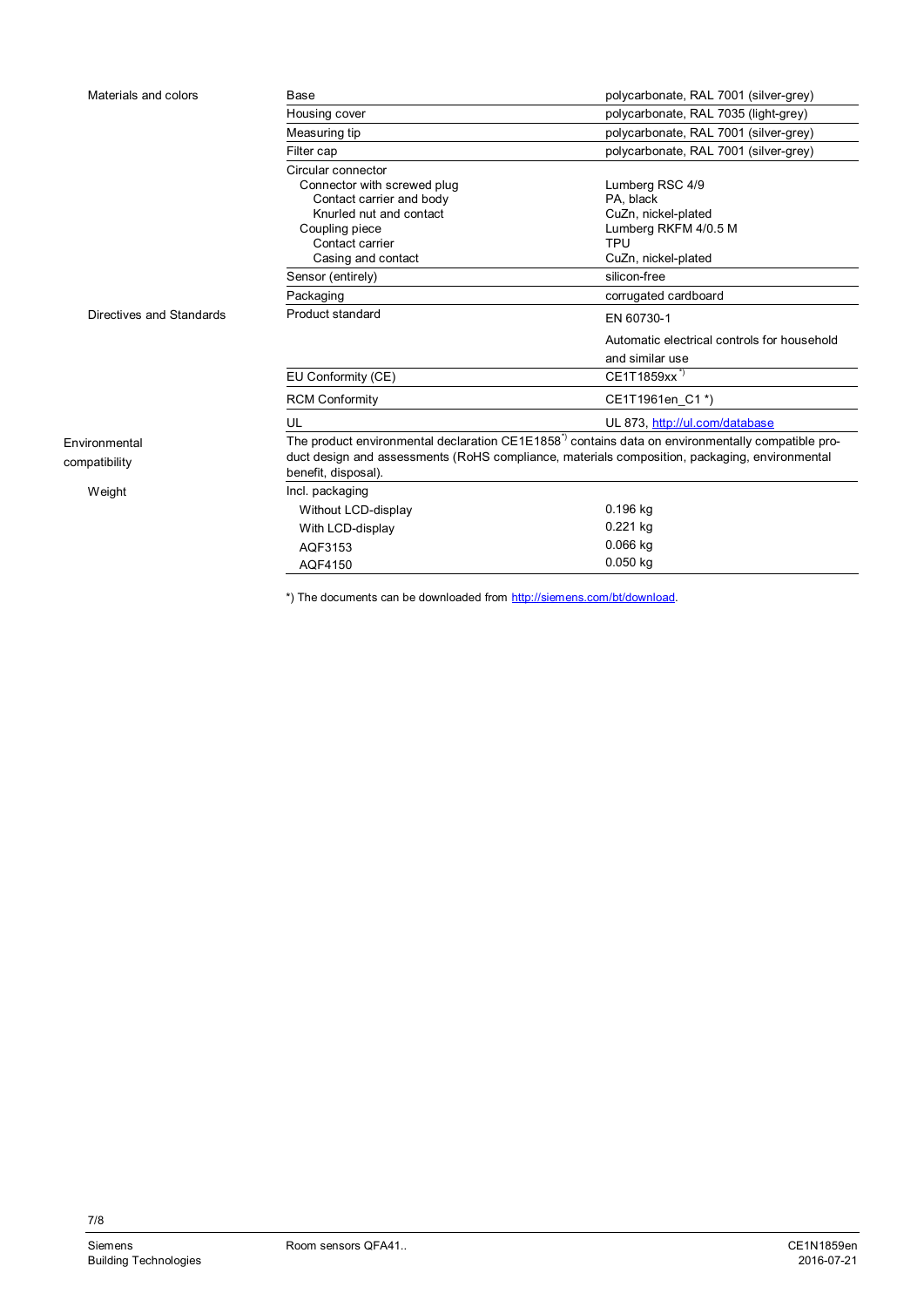| | | |
|---|---|---|
| Materials and colors | Base | polycarbonate, RAL 7001 (silver-grey) |
| | Housing cover | polycarbonate, RAL 7035 (light-grey) |
| | Measuring tip | polycarbonate, RAL 7001 (silver-grey) |
| | Filter cap | polycarbonate, RAL 7001 (silver-grey) |
| | Circular connector | |
| | Connector with screwed plug | Lumberg RSC 4/9 |
| | Contact carrier and body | PA, black |
| | Knurled nut and contact | CuZn, nickel-plated |
| | Coupling piece | Lumberg RKFM 4/0.5 M |
| | Contact carrier | TPU |
| | Casing and contact | CuZn, nickel-plated |
| | Sensor (entirely) | silicon-free |
| | Packaging | corrugated cardboard |
| Directives and Standards | Product standard | EN 60730-1<br>Automatic electrical controls for household and similar use |
| | EU Conformity (CE) | CE1T1859xx *) |
| | RCM Conformity | CE1T1961en_C1 *) |
| | UL | UL 873, http://ul.com/database |
| Environmental compatibility | The product environmental declaration CE1E1858*) contains data on environmentally compatible product design and assessments (RoHS compliance, materials composition, packaging, environmental benefit, disposal). | |
| Weight | Incl. packaging | |
| | Without LCD-display | 0.196 kg |
| | With LCD-display | 0.221 kg |
| | AQF3153 | 0.066 kg |
| | AQF4150 | 0.050 kg |

*) The documents can be downloaded from http://siemens.com/bt/download.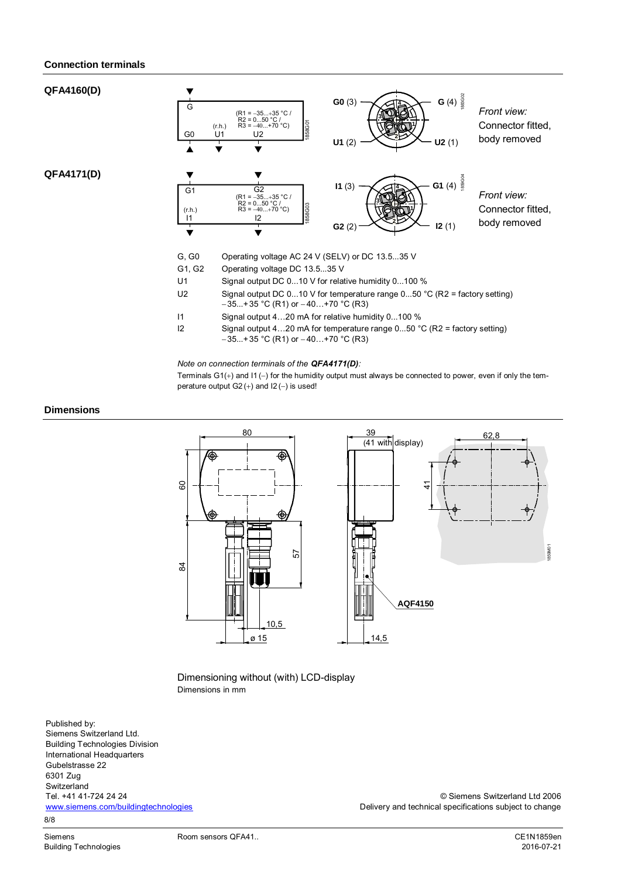## Connection terminals

**QFA4160(D)**

G
(R1 = –35...+35 °C /
R2 = 0...50 °C /
R3 = –40...+70 °C)
(r.h.)
G0 U1 U2

G0 (3)
G (4)
U1 (2)
U2 (1)

*Front view:*
Connector fitted, body removed

**QFA4171(D)**

G1 G2
(R1 = –35...+35 °C /
R2 = 0...50 °C /
R3 = –40...+70 °C)
(r.h.)
I1 I2

I1 (3)
G1 (4)
G2 (2)
I2 (1)

*Front view:*
Connector fitted, body removed

| | |
|---|---|
| G, G0 | Operating voltage AC 24 V (SELV) or DC 13.5...35 V |
| G1, G2 | Operating voltage DC 13.5...35 V |
| U1 | Signal output DC 0...10 V for relative humidity 0...100 % |
| U2 | Signal output DC 0...10 V for temperature range 0...50 °C (R2 = factory setting) –35...+35 °C (R1) or –40…+70 °C (R3) |
| I1 | Signal output 4…20 mA for relative humidity 0...100 % |
| I2 | Signal output 4…20 mA for temperature range 0...50 °C (R2 = factory setting) –35...+35 °C (R1) or –40…+70 °C (R3) |

*Note on connection terminals of the **QFA4171(D)**:*

Terminals G1(+) and I1 (–) for the humidity output must always be connected to power, even if only the temperature output G2 (+) and I2 (–) is used!

## Dimensions

80
60
84
57
10,5
ø 15
39
(41 with display)
AQF4150
14,5
62,8
41

Dimensioning without (with) LCD-display
Dimensions in mm

Published by:
Siemens Switzerland Ltd.
Building Technologies Division
International Headquarters
Gubelstrasse 22
6301 Zug
Switzerland
Tel. +41 41-724 24 24
www.siemens.com/buildingtechnologies

© Siemens Switzerland Ltd 2006
Delivery and technical specifications subject to change